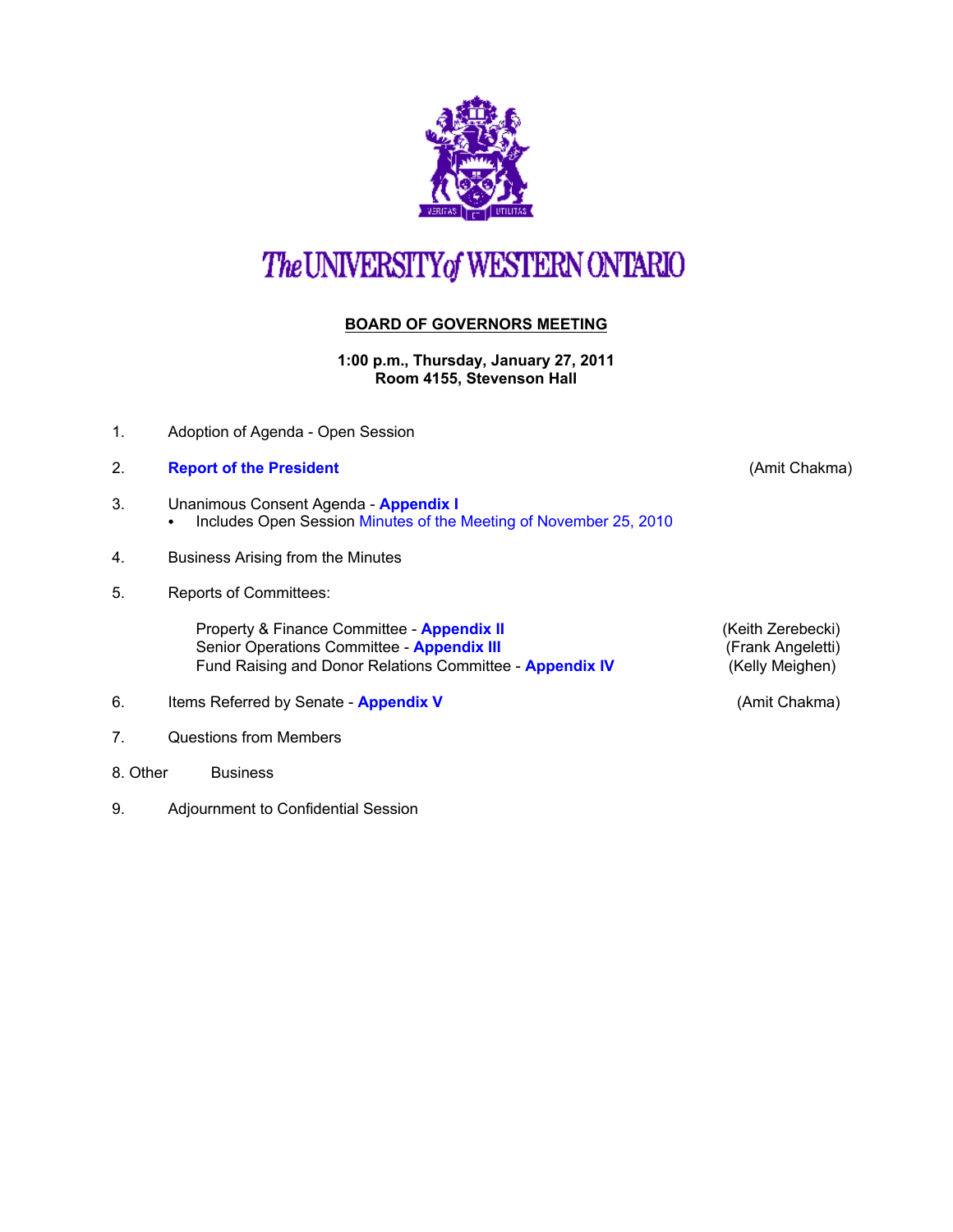# The UNIVERSITY of WESTERN ONTARIO

## BOARD OF GOVERNORS MEETING

**1:00 p.m., Thursday, January 27, 2011**
**Room 4155, Stevenson Hall**

1. Adoption of Agenda - Open Session
2. **Report of the President** (Amit Chakma)
3. Unanimous Consent Agenda - **Appendix I**
   - Includes Open Session Minutes of the Meeting of November 25, 2010
4. Business Arising from the Minutes
5. Reports of Committees:

   Property & Finance Committee - **Appendix II** (Keith Zerebecki)
   Senior Operations Committee - **Appendix III** (Frank Angeletti)
   Fund Raising and Donor Relations Committee - **Appendix IV** (Kelly Meighen)

6. Items Referred by Senate - **Appendix V** (Amit Chakma)
7. Questions from Members
8. Other Business
9. Adjournment to Confidential Session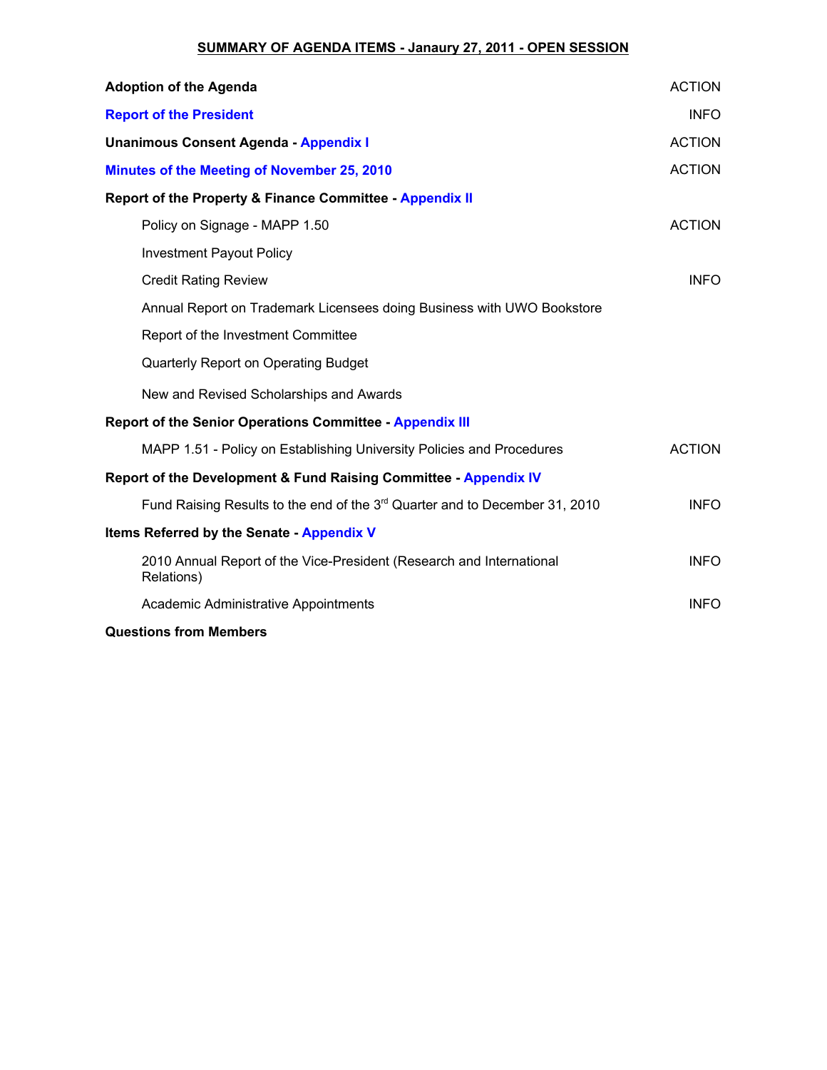## SUMMARY OF AGENDA ITEMS - Janaury 27, 2011 - OPEN SESSION

| | |
|---|---|
| **Adoption of the Agenda** | ACTION |
| **Report of the President** | INFO |
| **Unanimous Consent Agenda - Appendix I** | ACTION |
| **Minutes of the Meeting of November 25, 2010** | ACTION |
| **Report of the Property & Finance Committee - Appendix II** | |
| Policy on Signage - MAPP 1.50 | ACTION |
| Investment Payout Policy | |
| Credit Rating Review | INFO |
| Annual Report on Trademark Licensees doing Business with UWO Bookstore | |
| Report of the Investment Committee | |
| Quarterly Report on Operating Budget | |
| New and Revised Scholarships and Awards | |
| **Report of the Senior Operations Committee - Appendix III** | |
| MAPP 1.51 - Policy on Establishing University Policies and Procedures | ACTION |
| **Report of the Development & Fund Raising Committee - Appendix IV** | |
| Fund Raising Results to the end of the 3rd Quarter and to December 31, 2010 | INFO |
| **Items Referred by the Senate - Appendix V** | |
| 2010 Annual Report of the Vice-President (Research and International Relations) | INFO |
| Academic Administrative Appointments | INFO |
| **Questions from Members** | |